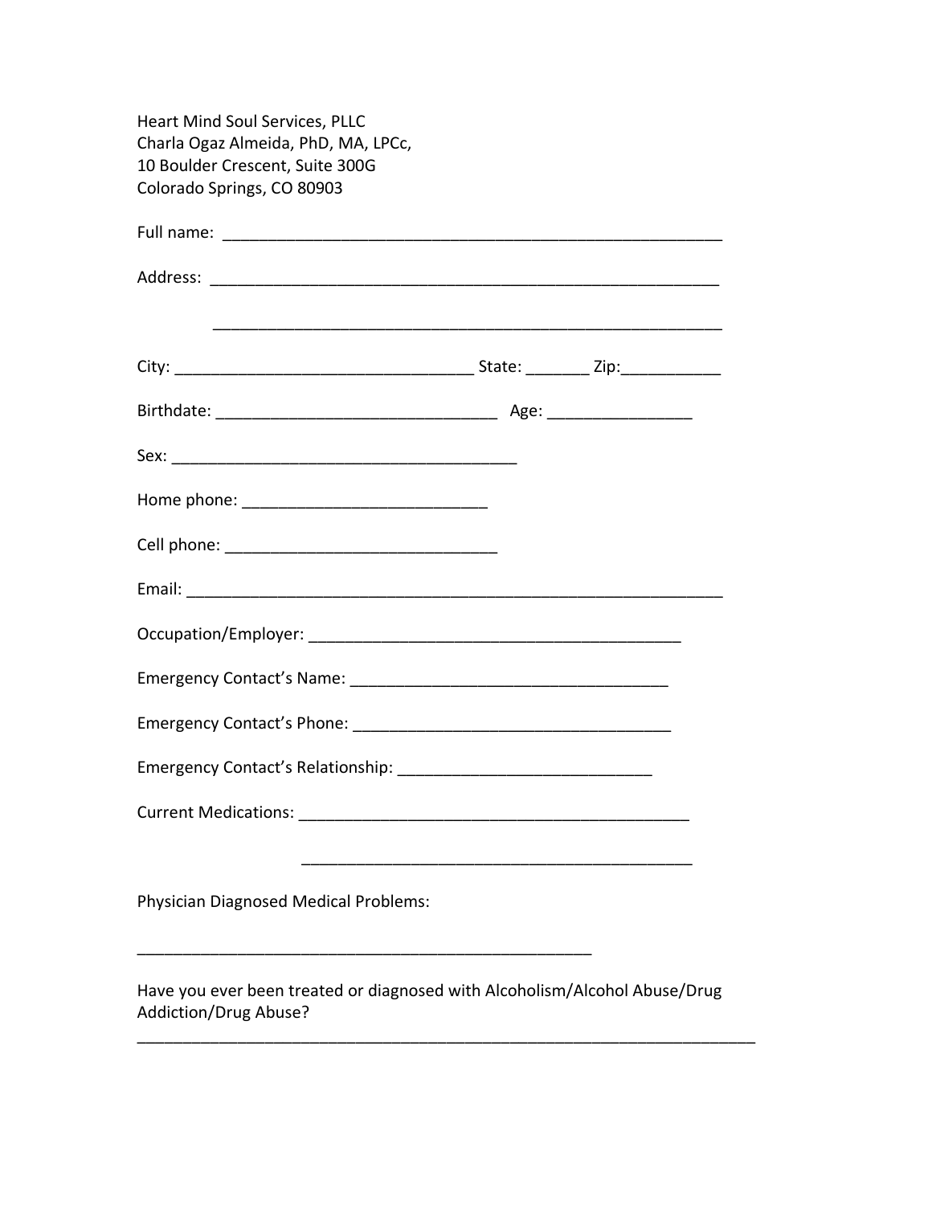Heart Mind Soul Services, PLLC
Charla Ogaz Almeida, PhD, MA, LPCc,
10 Boulder Crescent, Suite 300G
Colorado Springs, CO 80903

Full name: _______________________________________________________

Address: _______________________________________________________

_______________________________________________________

City: ________________________________ State: _______ Zip:___________

Birthdate: ______________________________ Age: _______________

Sex: _____________________________________

Home phone: __________________________

Cell phone: _____________________________

Email: ___________________________________________________________

Occupation/Employer: __________________________________________

Emergency Contact's Name: ___________________________________

Emergency Contact's Phone: ___________________________________

Emergency Contact's Relationship: ___________________________

Current Medications: ___________________________________________

___________________________________________

Physician Diagnosed Medical Problems:

_________________________________________________

Have you ever been treated or diagnosed with Alcoholism/Alcohol Abuse/Drug Addiction/Drug Abuse?

___________________________________________________________________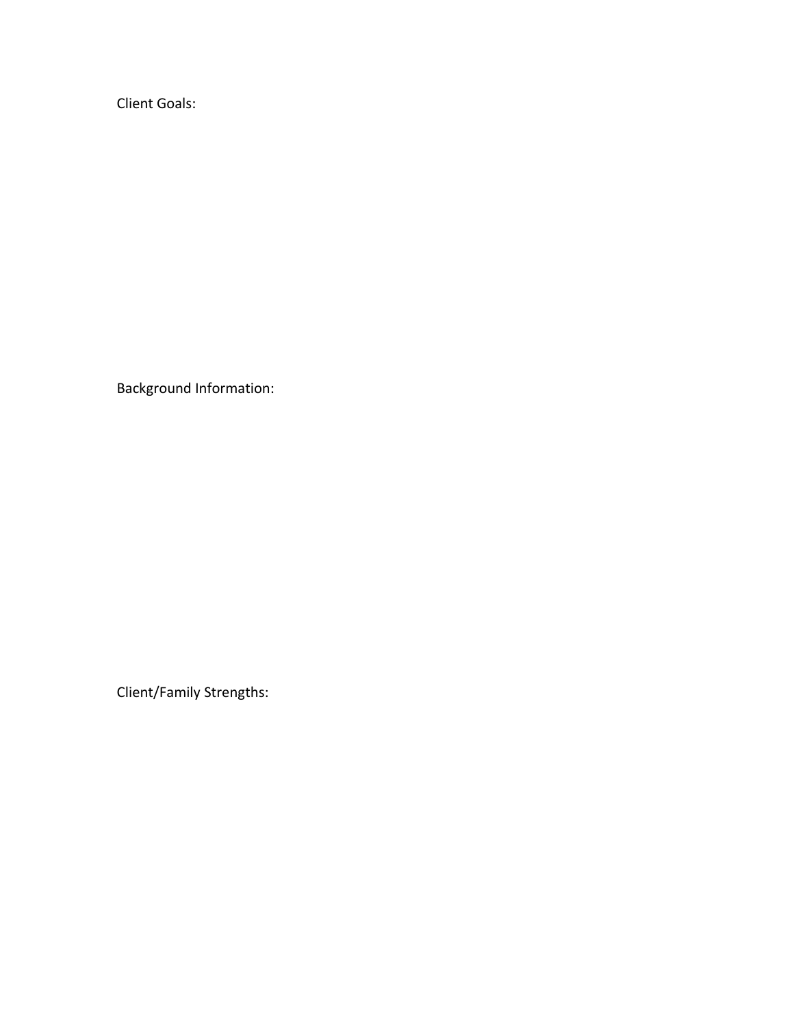Client Goals:

Background Information:

Client/Family Strengths: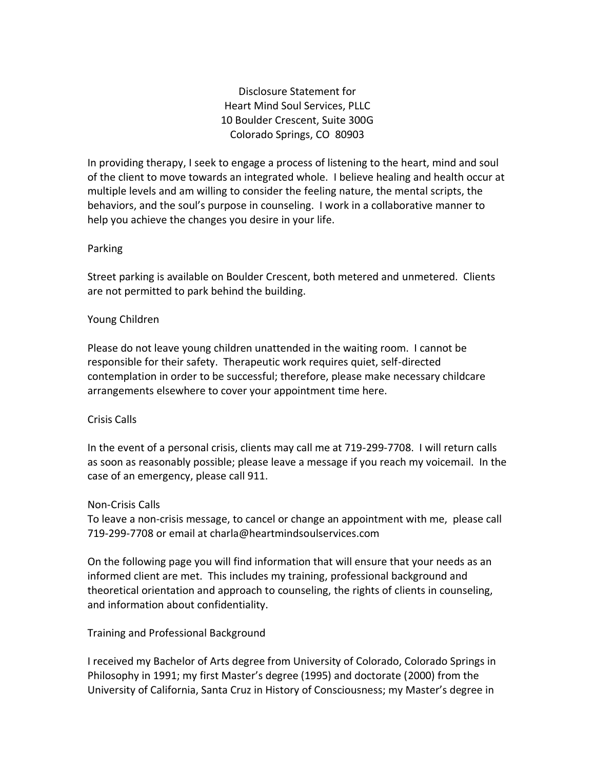Disclosure Statement for
Heart Mind Soul Services, PLLC
10 Boulder Crescent, Suite 300G
Colorado Springs, CO 80903

In providing therapy, I seek to engage a process of listening to the heart, mind and soul of the client to move towards an integrated whole. I believe healing and health occur at multiple levels and am willing to consider the feeling nature, the mental scripts, the behaviors, and the soul's purpose in counseling. I work in a collaborative manner to help you achieve the changes you desire in your life.

## Parking

Street parking is available on Boulder Crescent, both metered and unmetered. Clients are not permitted to park behind the building.

## Young Children

Please do not leave young children unattended in the waiting room. I cannot be responsible for their safety. Therapeutic work requires quiet, self-directed contemplation in order to be successful; therefore, please make necessary childcare arrangements elsewhere to cover your appointment time here.

## Crisis Calls

In the event of a personal crisis, clients may call me at 719-299-7708. I will return calls as soon as reasonably possible; please leave a message if you reach my voicemail. In the case of an emergency, please call 911.

## Non-Crisis Calls

To leave a non-crisis message, to cancel or change an appointment with me, please call 719-299-7708 or email at charla@heartmindsoulservices.com

On the following page you will find information that will ensure that your needs as an informed client are met. This includes my training, professional background and theoretical orientation and approach to counseling, the rights of clients in counseling, and information about confidentiality.

## Training and Professional Background

I received my Bachelor of Arts degree from University of Colorado, Colorado Springs in Philosophy in 1991; my first Master's degree (1995) and doctorate (2000) from the University of California, Santa Cruz in History of Consciousness; my Master's degree in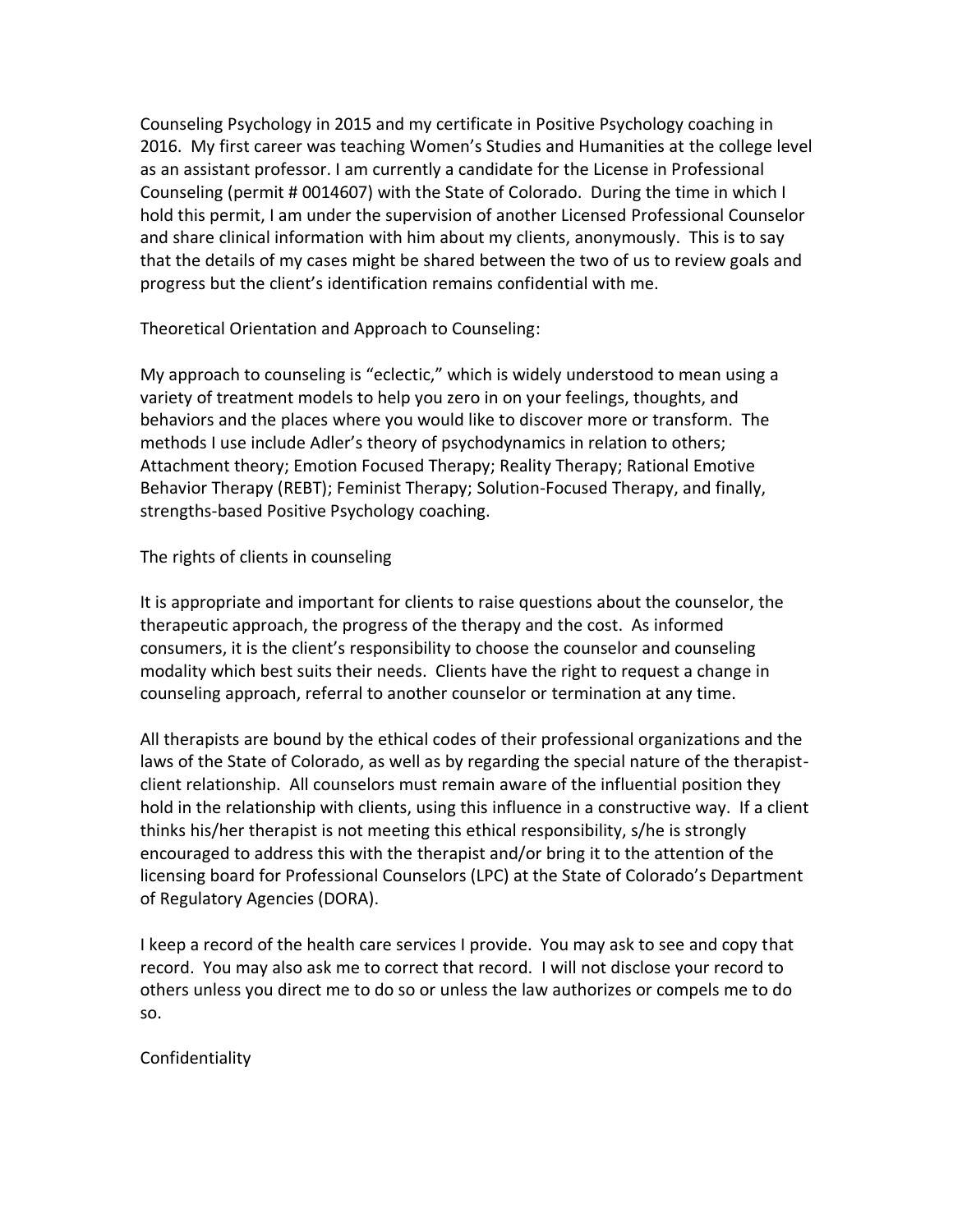Counseling Psychology in 2015 and my certificate in Positive Psychology coaching in 2016. My first career was teaching Women's Studies and Humanities at the college level as an assistant professor. I am currently a candidate for the License in Professional Counseling (permit # 0014607) with the State of Colorado. During the time in which I hold this permit, I am under the supervision of another Licensed Professional Counselor and share clinical information with him about my clients, anonymously. This is to say that the details of my cases might be shared between the two of us to review goals and progress but the client's identification remains confidential with me.

Theoretical Orientation and Approach to Counseling:

My approach to counseling is "eclectic," which is widely understood to mean using a variety of treatment models to help you zero in on your feelings, thoughts, and behaviors and the places where you would like to discover more or transform. The methods I use include Adler's theory of psychodynamics in relation to others; Attachment theory; Emotion Focused Therapy; Reality Therapy; Rational Emotive Behavior Therapy (REBT); Feminist Therapy; Solution-Focused Therapy, and finally, strengths-based Positive Psychology coaching.

The rights of clients in counseling

It is appropriate and important for clients to raise questions about the counselor, the therapeutic approach, the progress of the therapy and the cost. As informed consumers, it is the client's responsibility to choose the counselor and counseling modality which best suits their needs. Clients have the right to request a change in counseling approach, referral to another counselor or termination at any time.

All therapists are bound by the ethical codes of their professional organizations and the laws of the State of Colorado, as well as by regarding the special nature of the therapist-client relationship. All counselors must remain aware of the influential position they hold in the relationship with clients, using this influence in a constructive way. If a client thinks his/her therapist is not meeting this ethical responsibility, s/he is strongly encouraged to address this with the therapist and/or bring it to the attention of the licensing board for Professional Counselors (LPC) at the State of Colorado's Department of Regulatory Agencies (DORA).

I keep a record of the health care services I provide. You may ask to see and copy that record. You may also ask me to correct that record. I will not disclose your record to others unless you direct me to do so or unless the law authorizes or compels me to do so.

Confidentiality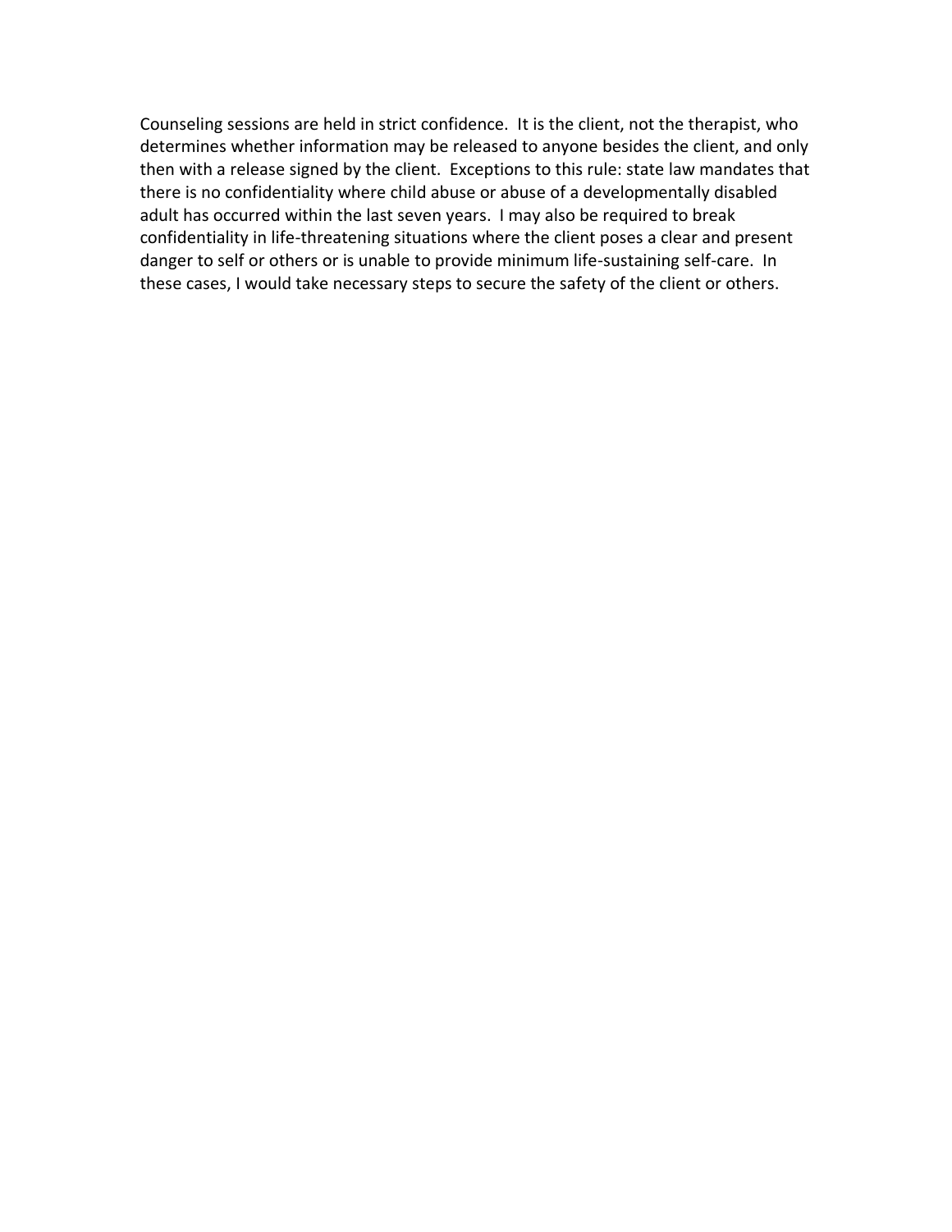Counseling sessions are held in strict confidence. It is the client, not the therapist, who determines whether information may be released to anyone besides the client, and only then with a release signed by the client. Exceptions to this rule: state law mandates that there is no confidentiality where child abuse or abuse of a developmentally disabled adult has occurred within the last seven years. I may also be required to break confidentiality in life-threatening situations where the client poses a clear and present danger to self or others or is unable to provide minimum life-sustaining self-care. In these cases, I would take necessary steps to secure the safety of the client or others.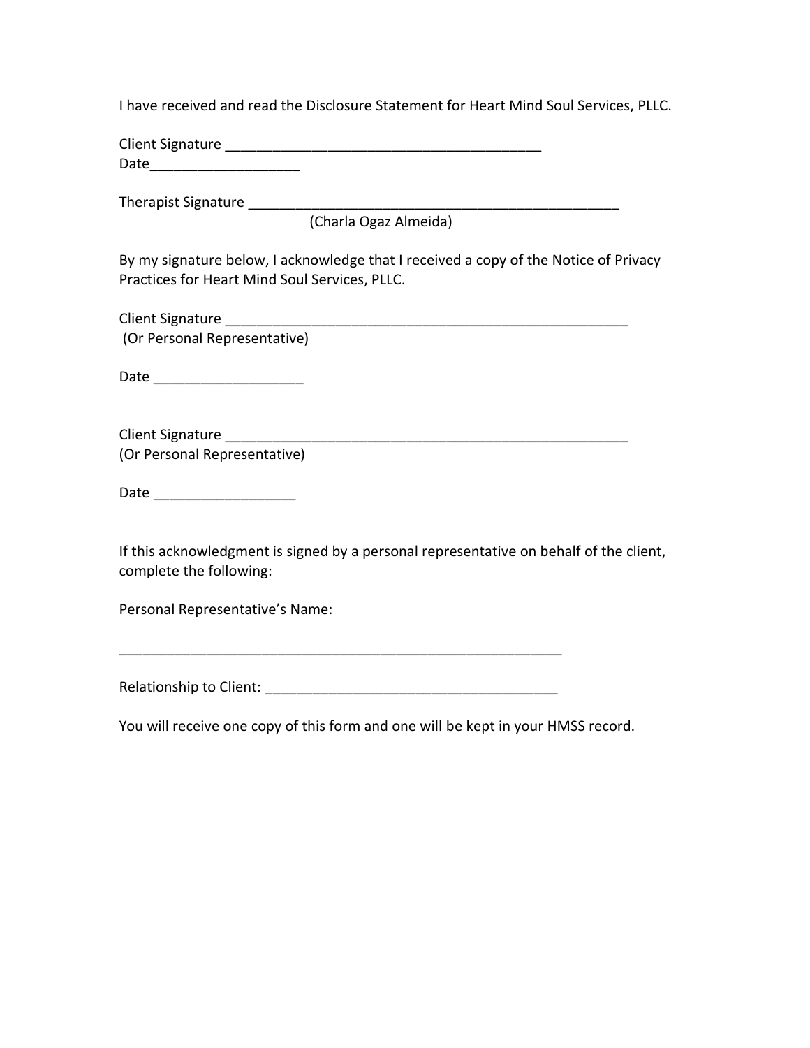I have received and read the Disclosure Statement for Heart Mind Soul Services, PLLC.

Client Signature ________________________________________
Date___________________

Therapist Signature ________________________________________________
(Charla Ogaz Almeida)

By my signature below, I acknowledge that I received a copy of the Notice of Privacy Practices for Heart Mind Soul Services, PLLC.

Client Signature ____________________________________________________
(Or Personal Representative)

Date ___________________

Client Signature ____________________________________________________
(Or Personal Representative)

Date __________________

If this acknowledgment is signed by a personal representative on behalf of the client, complete the following:

Personal Representative's Name:

_________________________________________________________

Relationship to Client: _____________________________________

You will receive one copy of this form and one will be kept in your HMSS record.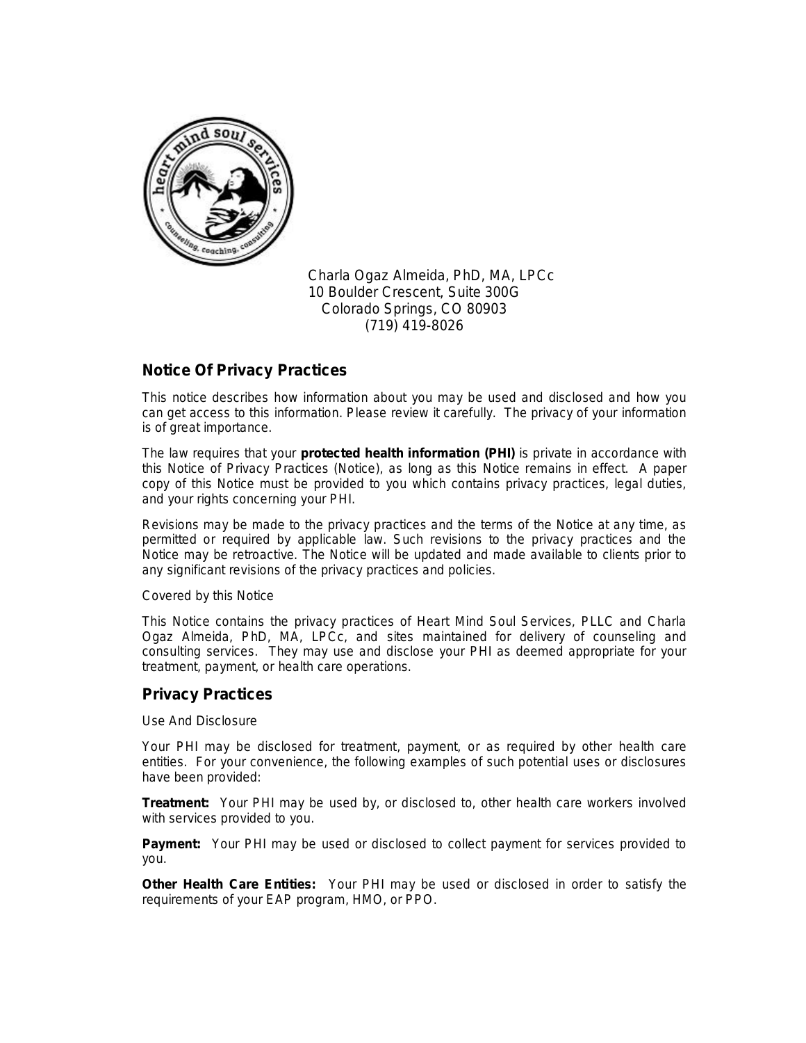Charla Ogaz Almeida, PhD, MA, LPCc
10 Boulder Crescent, Suite 300G
Colorado Springs, CO 80903
(719) 419-8026

## Notice Of Privacy Practices

This notice describes how information about you may be used and disclosed and how you can get access to this information. Please review it carefully. The privacy of your information is of great importance.

The law requires that your **protected health information (PHI)** is private in accordance with this Notice of Privacy Practices (Notice), as long as this Notice remains in effect. A paper copy of this Notice must be provided to you which contains privacy practices, legal duties, and your rights concerning your PHI.

Revisions may be made to the privacy practices and the terms of the Notice at any time, as permitted or required by applicable law. Such revisions to the privacy practices and the Notice may be retroactive. The Notice will be updated and made available to clients prior to any significant revisions of the privacy practices and policies.

Covered by this Notice

This Notice contains the privacy practices of Heart Mind Soul Services, PLLC and Charla Ogaz Almeida, PhD, MA, LPCc, and sites maintained for delivery of counseling and consulting services. They may use and disclose your PHI as deemed appropriate for your treatment, payment, or health care operations.

## Privacy Practices

Use And Disclosure

Your PHI may be disclosed for treatment, payment, or as required by other health care entities. For your convenience, the following examples of such potential uses or disclosures have been provided:

**Treatment:** Your PHI may be used by, or disclosed to, other health care workers involved with services provided to you.

**Payment:** Your PHI may be used or disclosed to collect payment for services provided to you.

**Other Health Care Entities:** Your PHI may be used or disclosed in order to satisfy the requirements of your EAP program, HMO, or PPO.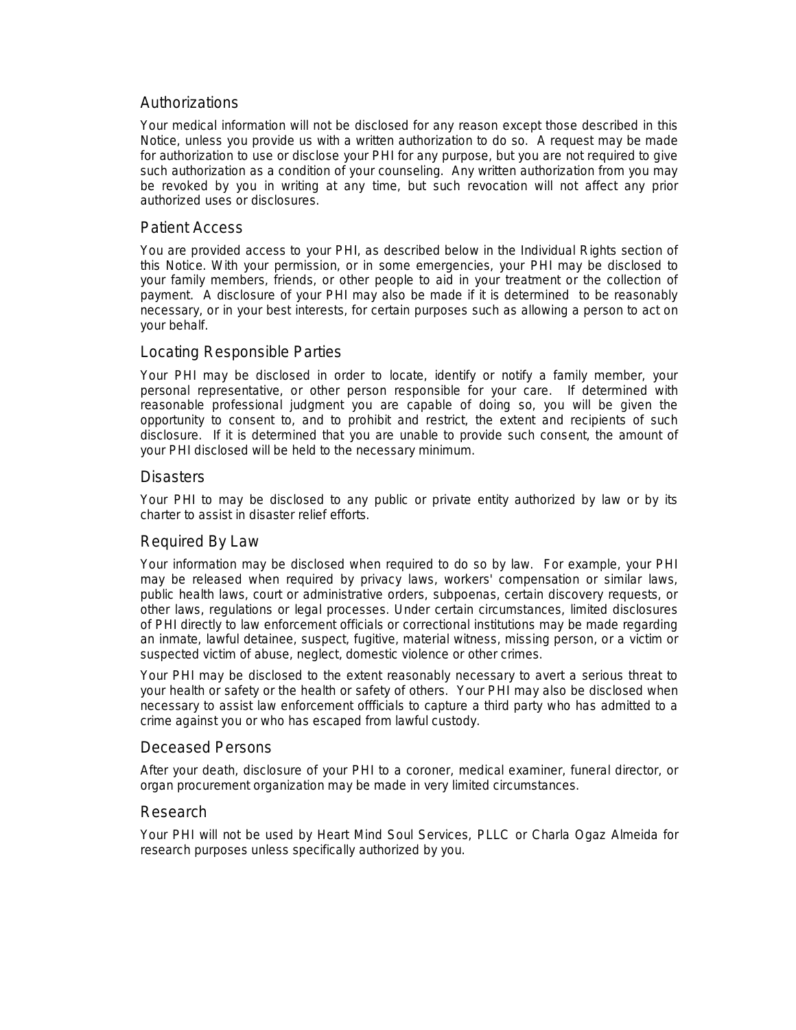## Authorizations

Your medical information will not be disclosed for any reason except those described in this Notice, unless you provide us with a written authorization to do so. A request may be made for authorization to use or disclose your PHI for any purpose, but you are not required to give such authorization as a condition of your counseling. Any written authorization from you may be revoked by you in writing at any time, but such revocation will not affect any prior authorized uses or disclosures.

## Patient Access

You are provided access to your PHI, as described below in the Individual Rights section of this Notice. With your permission, or in some emergencies, your PHI may be disclosed to your family members, friends, or other people to aid in your treatment or the collection of payment. A disclosure of your PHI may also be made if it is determined to be reasonably necessary, or in your best interests, for certain purposes such as allowing a person to act on your behalf.

## Locating Responsible Parties

Your PHI may be disclosed in order to locate, identify or notify a family member, your personal representative, or other person responsible for your care. If determined with reasonable professional judgment you are capable of doing so, you will be given the opportunity to consent to, and to prohibit and restrict, the extent and recipients of such disclosure. If it is determined that you are unable to provide such consent, the amount of your PHI disclosed will be held to the necessary minimum.

## Disasters

Your PHI to may be disclosed to any public or private entity authorized by law or by its charter to assist in disaster relief efforts.

## Required By Law

Your information may be disclosed when required to do so by law. For example, your PHI may be released when required by privacy laws, workers' compensation or similar laws, public health laws, court or administrative orders, subpoenas, certain discovery requests, or other laws, regulations or legal processes. Under certain circumstances, limited disclosures of PHI directly to law enforcement officials or correctional institutions may be made regarding an inmate, lawful detainee, suspect, fugitive, material witness, missing person, or a victim or suspected victim of abuse, neglect, domestic violence or other crimes.

Your PHI may be disclosed to the extent reasonably necessary to avert a serious threat to your health or safety or the health or safety of others. Your PHI may also be disclosed when necessary to assist law enforcement offficials to capture a third party who has admitted to a crime against you or who has escaped from lawful custody.

## Deceased Persons

After your death, disclosure of your PHI to a coroner, medical examiner, funeral director, or organ procurement organization may be made in very limited circumstances.

## Research

Your PHI will not be used by Heart Mind Soul Services, PLLC or Charla Ogaz Almeida for research purposes unless specifically authorized by you.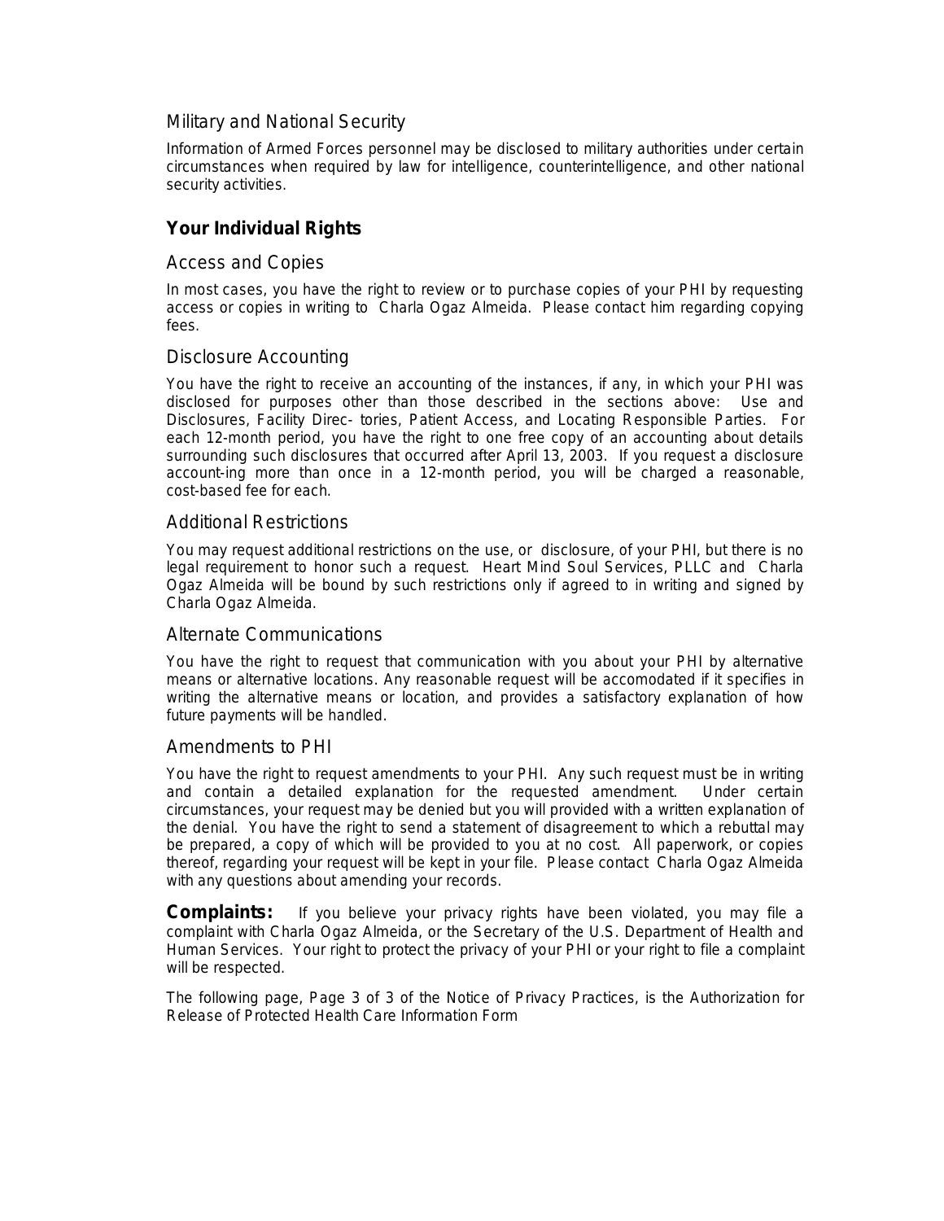### Military and National Security

Information of Armed Forces personnel may be disclosed to military authorities under certain circumstances when required by law for intelligence, counterintelligence, and other national security activities.

## Your Individual Rights

### Access and Copies

In most cases, you have the right to review or to purchase copies of your PHI by requesting access or copies in writing to Charla Ogaz Almeida. Please contact him regarding copying fees.

### Disclosure Accounting

You have the right to receive an accounting of the instances, if any, in which your PHI was disclosed for purposes other than those described in the sections above: Use and Disclosures, Facility Direc- tories, Patient Access, and Locating Responsible Parties. For each 12-month period, you have the right to one free copy of an accounting about details surrounding such disclosures that occurred after April 13, 2003. If you request a disclosure account-ing more than once in a 12-month period, you will be charged a reasonable, cost-based fee for each.

### Additional Restrictions

You may request additional restrictions on the use, or disclosure, of your PHI, but there is no legal requirement to honor such a request. Heart Mind Soul Services, PLLC and Charla Ogaz Almeida will be bound by such restrictions only if agreed to in writing and signed by Charla Ogaz Almeida.

### Alternate Communications

You have the right to request that communication with you about your PHI by alternative means or alternative locations. Any reasonable request will be accomodated if it specifies in writing the alternative means or location, and provides a satisfactory explanation of how future payments will be handled.

### Amendments to PHI

You have the right to request amendments to your PHI. Any such request must be in writing and contain a detailed explanation for the requested amendment. Under certain circumstances, your request may be denied but you will provided with a written explanation of the denial. You have the right to send a statement of disagreement to which a rebuttal may be prepared, a copy of which will be provided to you at no cost. All paperwork, or copies thereof, regarding your request will be kept in your file. Please contact Charla Ogaz Almeida with any questions about amending your records.

**Complaints:** If you believe your privacy rights have been violated, you may file a complaint with Charla Ogaz Almeida, or the Secretary of the U.S. Department of Health and Human Services. Your right to protect the privacy of your PHI or your right to file a complaint will be respected.

The following page, Page 3 of 3 of the Notice of Privacy Practices, is the Authorization for Release of Protected Health Care Information Form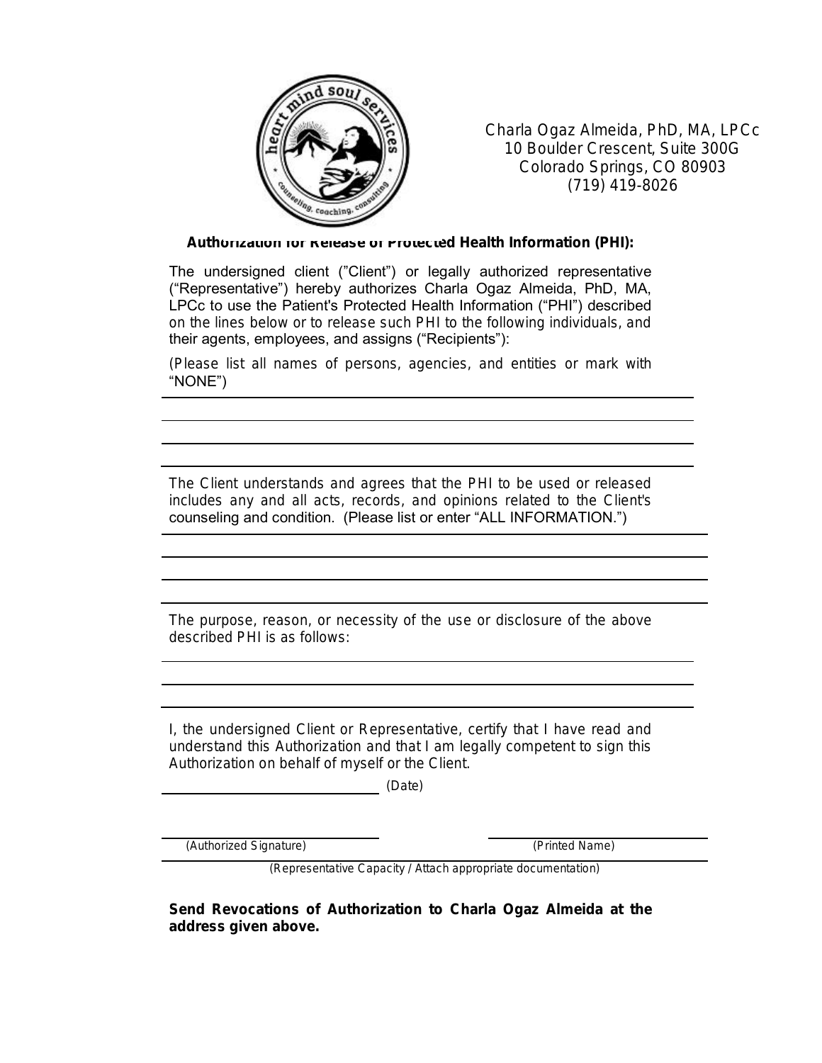Charla Ogaz Almeida, PhD, MA, LPCc
10 Boulder Crescent, Suite 300G
Colorado Springs, CO 80903
(719) 419-8026

**Authorization for Release of Protected Health Information (PHI):**

The undersigned client ("Client") or legally authorized representative ("Representative") hereby authorizes Charla Ogaz Almeida, PhD, MA, LPCc to use the Patient's Protected Health Information ("PHI") described on the lines below or to release such PHI to the following individuals, and their agents, employees, and assigns ("Recipients"):

(Please list all names of persons, agencies, and entities or mark with "NONE")

\_\_\_\_\_\_\_\_\_\_\_\_\_\_\_\_\_\_\_\_\_\_\_\_\_\_\_\_\_\_\_\_\_\_\_\_\_\_\_\_\_\_\_\_\_\_\_\_\_\_\_\_\_\_\_\_\_\_\_\_

\_\_\_\_\_\_\_\_\_\_\_\_\_\_\_\_\_\_\_\_\_\_\_\_\_\_\_\_\_\_\_\_\_\_\_\_\_\_\_\_\_\_\_\_\_\_\_\_\_\_\_\_\_\_\_\_\_\_\_\_

\_\_\_\_\_\_\_\_\_\_\_\_\_\_\_\_\_\_\_\_\_\_\_\_\_\_\_\_\_\_\_\_\_\_\_\_\_\_\_\_\_\_\_\_\_\_\_\_\_\_\_\_\_\_\_\_\_\_\_\_

\_\_\_\_\_\_\_\_\_\_\_\_\_\_\_\_\_\_\_\_\_\_\_\_\_\_\_\_\_\_\_\_\_\_\_\_\_\_\_\_\_\_\_\_\_\_\_\_\_\_\_\_\_\_\_\_\_\_\_\_

The Client understands and agrees that the PHI to be used or released includes any and all acts, records, and opinions related to the Client's counseling and condition. (Please list or enter "ALL INFORMATION.")

\_\_\_\_\_\_\_\_\_\_\_\_\_\_\_\_\_\_\_\_\_\_\_\_\_\_\_\_\_\_\_\_\_\_\_\_\_\_\_\_\_\_\_\_\_\_\_\_\_\_\_\_\_\_\_\_\_\_\_\_

\_\_\_\_\_\_\_\_\_\_\_\_\_\_\_\_\_\_\_\_\_\_\_\_\_\_\_\_\_\_\_\_\_\_\_\_\_\_\_\_\_\_\_\_\_\_\_\_\_\_\_\_\_\_\_\_\_\_\_\_

\_\_\_\_\_\_\_\_\_\_\_\_\_\_\_\_\_\_\_\_\_\_\_\_\_\_\_\_\_\_\_\_\_\_\_\_\_\_\_\_\_\_\_\_\_\_\_\_\_\_\_\_\_\_\_\_\_\_\_\_

\_\_\_\_\_\_\_\_\_\_\_\_\_\_\_\_\_\_\_\_\_\_\_\_\_\_\_\_\_\_\_\_\_\_\_\_\_\_\_\_\_\_\_\_\_\_\_\_\_\_\_\_\_\_\_\_\_\_\_\_

The purpose, reason, or necessity of the use or disclosure of the above described PHI is as follows:

\_\_\_\_\_\_\_\_\_\_\_\_\_\_\_\_\_\_\_\_\_\_\_\_\_\_\_\_\_\_\_\_\_\_\_\_\_\_\_\_\_\_\_\_\_\_\_\_\_\_\_\_\_\_\_\_\_\_\_\_

\_\_\_\_\_\_\_\_\_\_\_\_\_\_\_\_\_\_\_\_\_\_\_\_\_\_\_\_\_\_\_\_\_\_\_\_\_\_\_\_\_\_\_\_\_\_\_\_\_\_\_\_\_\_\_\_\_\_\_\_

\_\_\_\_\_\_\_\_\_\_\_\_\_\_\_\_\_\_\_\_\_\_\_\_\_\_\_\_\_\_\_\_\_\_\_\_\_\_\_\_\_\_\_\_\_\_\_\_\_\_\_\_\_\_\_\_\_\_\_\_

I, the undersigned Client or Representative, certify that I have read and understand this Authorization and that I am legally competent to sign this Authorization on behalf of myself or the Client.

\_\_\_\_\_\_\_\_\_\_\_\_\_\_\_\_\_\_\_\_\_\_\_\_\_\_\_\_\_\_ *(Date)*

\_\_\_\_\_\_\_\_\_\_\_\_\_\_\_\_\_\_\_\_\_\_\_\_\_\_\_\_\_\_ \_\_\_\_\_\_\_\_\_\_\_\_\_\_\_\_\_\_\_\_\_\_\_\_\_\_\_\_\_\_

*(Authorized Signature)* *(Printed Name)*

\_\_\_\_\_\_\_\_\_\_\_\_\_\_\_\_\_\_\_\_\_\_\_\_\_\_\_\_\_\_\_\_\_\_\_\_\_\_\_\_\_\_\_\_\_\_\_\_\_\_\_\_\_\_\_\_\_\_\_\_

*(Representative Capacity / Attach appropriate documentation)*

**Send Revocations of Authorization to Charla Ogaz Almeida at the address given above.**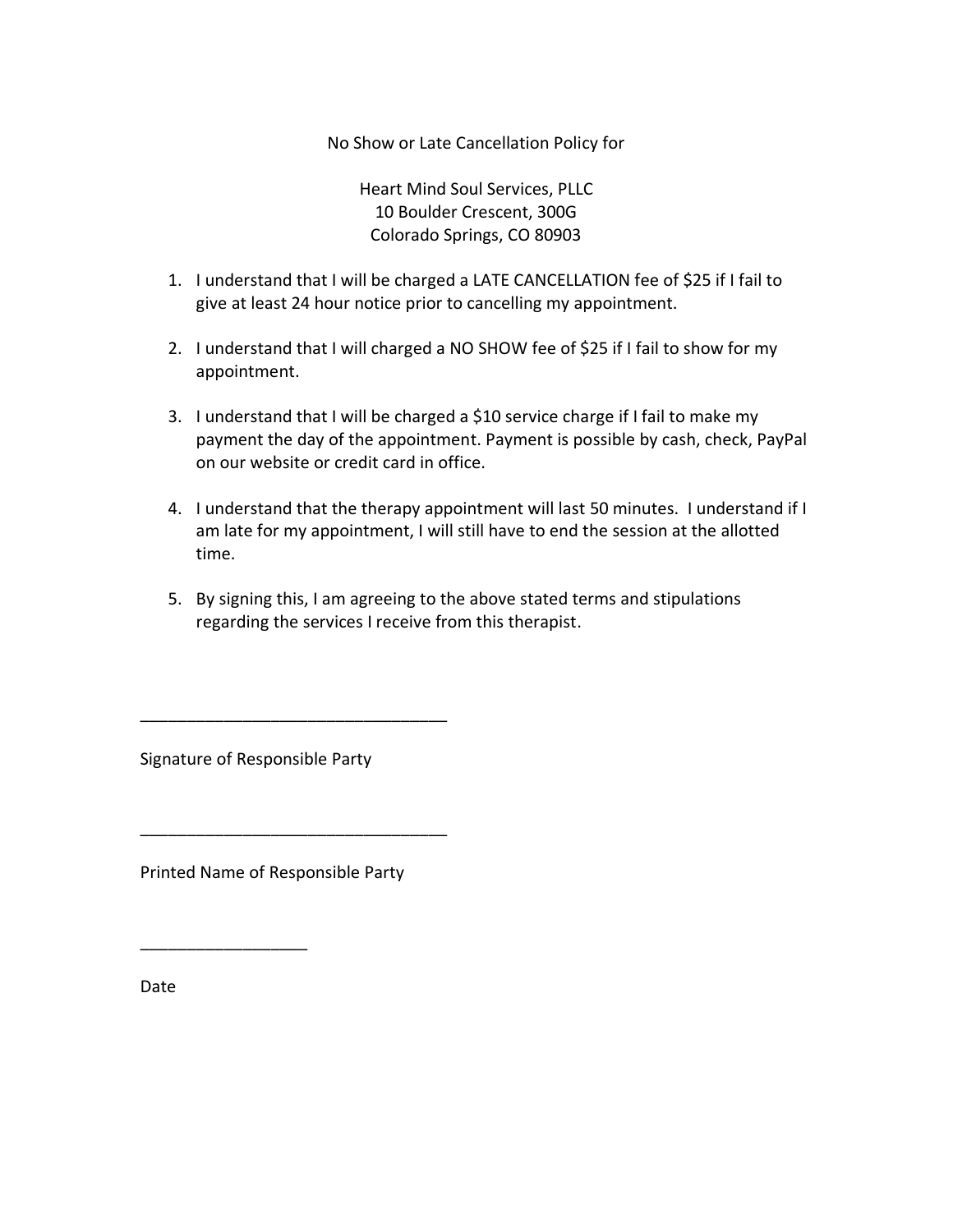No Show or Late Cancellation Policy for

Heart Mind Soul Services, PLLC
10 Boulder Crescent, 300G
Colorado Springs, CO 80903

1. I understand that I will be charged a LATE CANCELLATION fee of $25 if I fail to give at least 24 hour notice prior to cancelling my appointment.

2. I understand that I will charged a NO SHOW fee of $25 if I fail to show for my appointment.

3. I understand that I will be charged a $10 service charge if I fail to make my payment the day of the appointment. Payment is possible by cash, check, PayPal on our website or credit card in office.

4. I understand that the therapy appointment will last 50 minutes. I understand if I am late for my appointment, I will still have to end the session at the allotted time.

5. By signing this, I am agreeing to the above stated terms and stipulations regarding the services I receive from this therapist.

_________________________________

Signature of Responsible Party

_________________________________

Printed Name of Responsible Party

__________________

Date